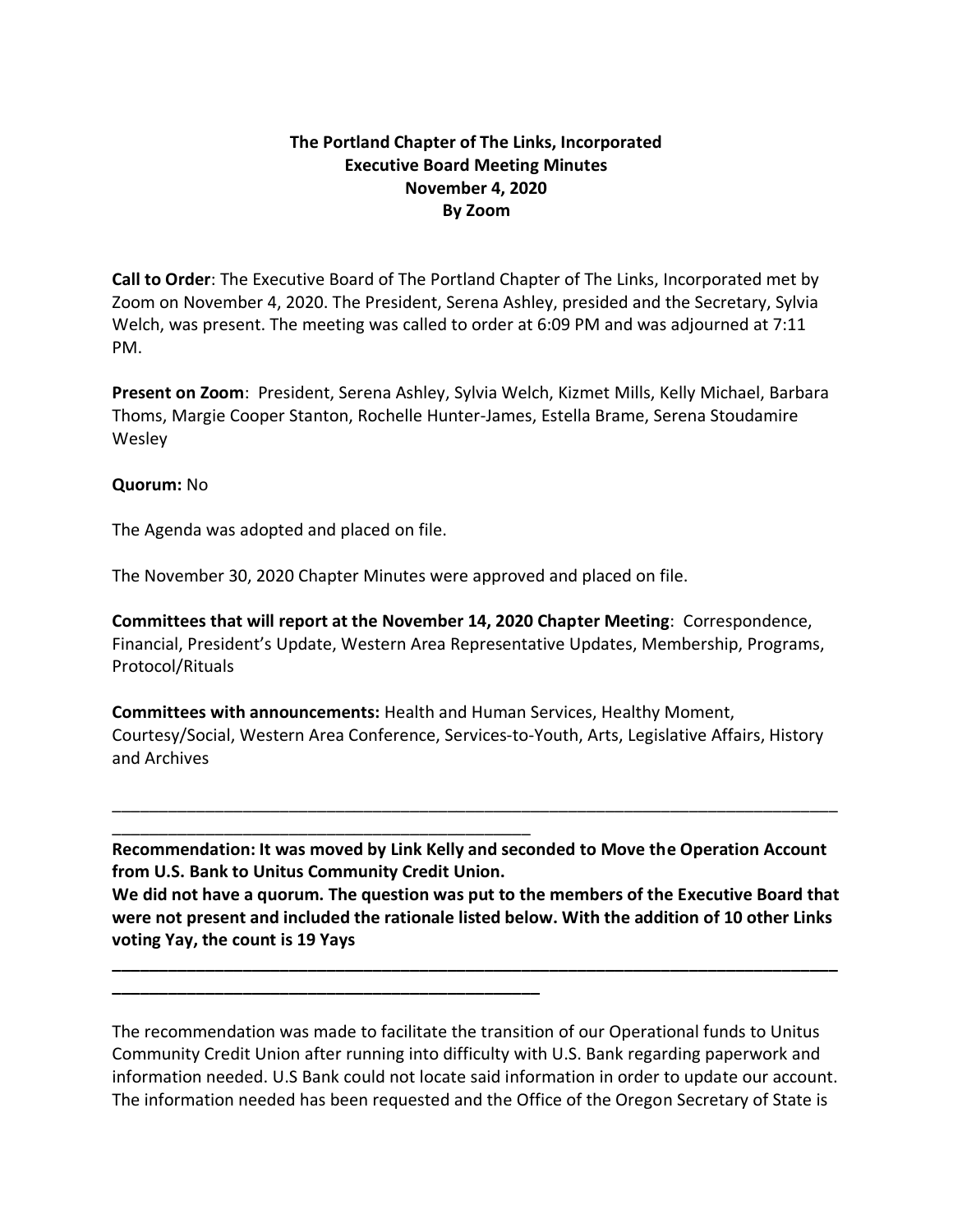**The Portland Chapter of The Links, Incorporated**
**Executive Board Meeting Minutes**
**November 4, 2020**
**By Zoom**

**Call to Order**: The Executive Board of The Portland Chapter of The Links, Incorporated met by Zoom on November 4, 2020. The President, Serena Ashley, presided and the Secretary, Sylvia Welch, was present. The meeting was called to order at 6:09 PM and was adjourned at 7:11 PM.

**Present on Zoom**: President, Serena Ashley, Sylvia Welch, Kizmet Mills, Kelly Michael, Barbara Thoms, Margie Cooper Stanton, Rochelle Hunter-James, Estella Brame, Serena Stoudamire Wesley

**Quorum:** No

The Agenda was adopted and placed on file.

The November 30, 2020 Chapter Minutes were approved and placed on file.

**Committees that will report at the November 14, 2020 Chapter Meeting**: Correspondence, Financial, President's Update, Western Area Representative Updates, Membership, Programs, Protocol/Rituals

**Committees with announcements:** Health and Human Services, Healthy Moment, Courtesy/Social, Western Area Conference, Services-to-Youth, Arts, Legislative Affairs, History and Archives

---

**Recommendation: It was moved by Link Kelly and seconded to Move the Operation Account from U.S. Bank to Unitus Community Credit Union.**
**We did not have a quorum. The question was put to the members of the Executive Board that were not present and included the rationale listed below. With the addition of 10 other Links voting Yay, the count is 19 Yays**

---

The recommendation was made to facilitate the transition of our Operational funds to Unitus Community Credit Union after running into difficulty with U.S. Bank regarding paperwork and information needed. U.S Bank could not locate said information in order to update our account. The information needed has been requested and the Office of the Oregon Secretary of State is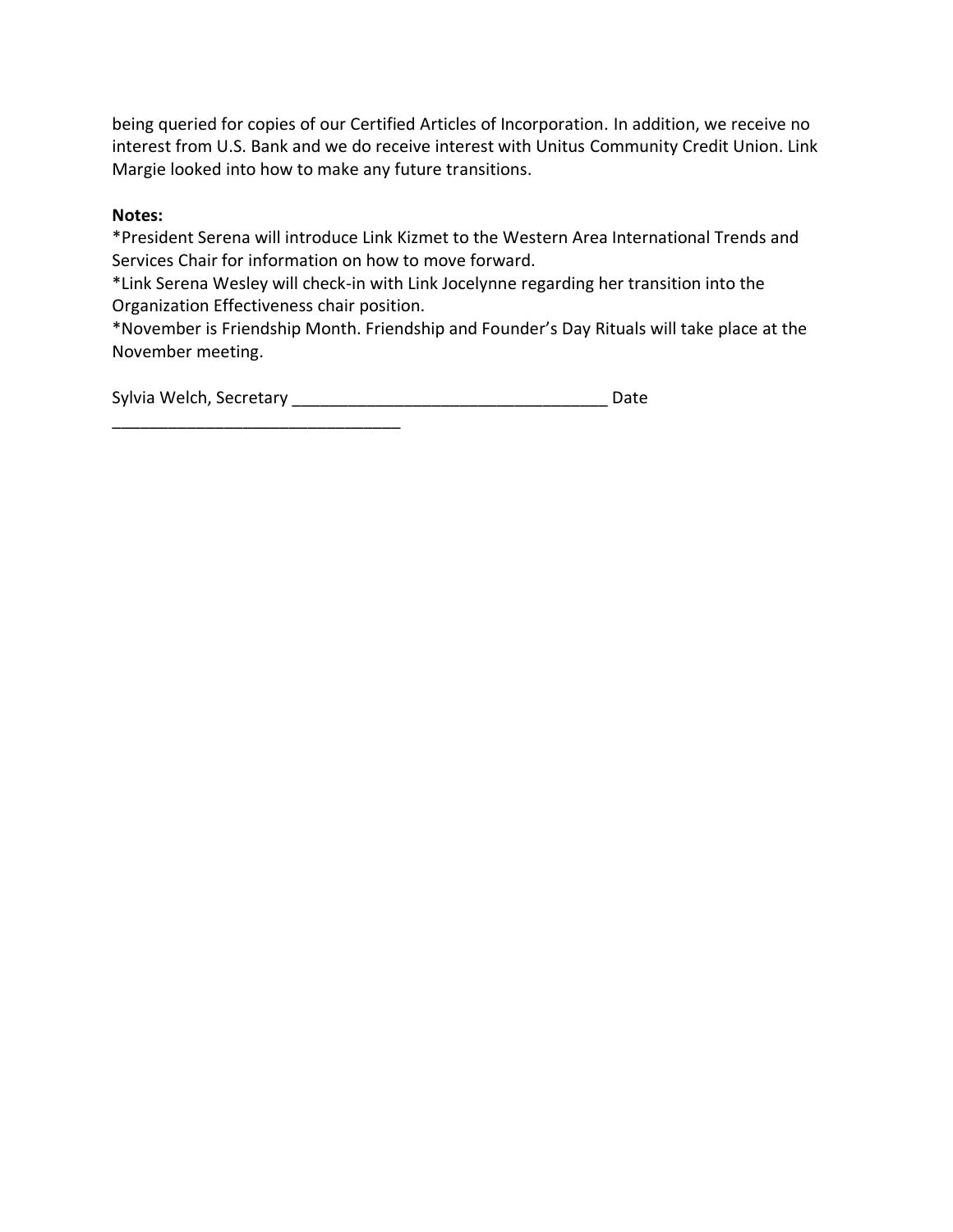being queried for copies of our Certified Articles of Incorporation. In addition, we receive no interest from U.S. Bank and we do receive interest with Unitus Community Credit Union. Link Margie looked into how to make any future transitions.

**Notes:**

*President Serena will introduce Link Kizmet to the Western Area International Trends and Services Chair for information on how to move forward.

*Link Serena Wesley will check-in with Link Jocelynne regarding her transition into the Organization Effectiveness chair position.

*November is Friendship Month. Friendship and Founder's Day Rituals will take place at the November meeting.

Sylvia Welch, Secretary __________________________________ Date ______________________________